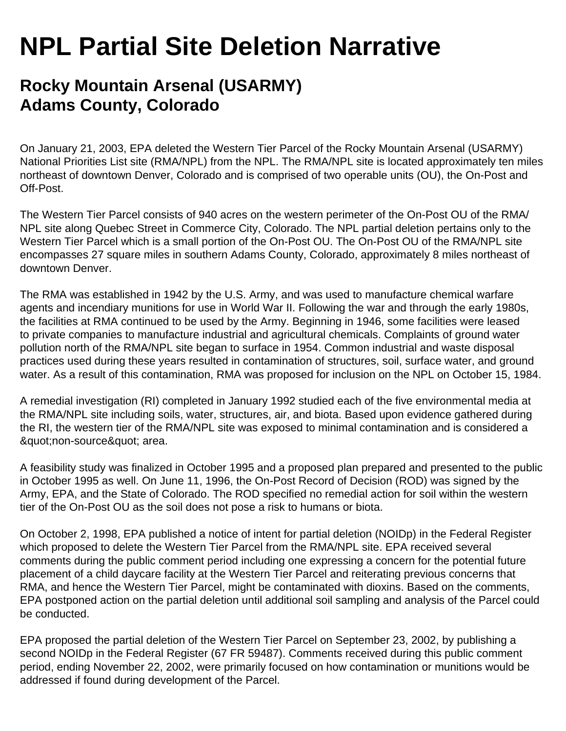# NPL Partial Site Deletion Narrative

## Rocky Mountain Arsenal (USARMY)
## Adams County, Colorado

On January 21, 2003, EPA deleted the Western Tier Parcel of the Rocky Mountain Arsenal (USARMY) National Priorities List site (RMA/NPL) from the NPL. The RMA/NPL site is located approximately ten miles northeast of downtown Denver, Colorado and is comprised of two operable units (OU), the On-Post and Off-Post.

The Western Tier Parcel consists of 940 acres on the western perimeter of the On-Post OU of the RMA/NPL site along Quebec Street in Commerce City, Colorado. The NPL partial deletion pertains only to the Western Tier Parcel which is a small portion of the On-Post OU. The On-Post OU of the RMA/NPL site encompasses 27 square miles in southern Adams County, Colorado, approximately 8 miles northeast of downtown Denver.

The RMA was established in 1942 by the U.S. Army, and was used to manufacture chemical warfare agents and incendiary munitions for use in World War II. Following the war and through the early 1980s, the facilities at RMA continued to be used by the Army. Beginning in 1946, some facilities were leased to private companies to manufacture industrial and agricultural chemicals. Complaints of ground water pollution north of the RMA/NPL site began to surface in 1954. Common industrial and waste disposal practices used during these years resulted in contamination of structures, soil, surface water, and ground water. As a result of this contamination, RMA was proposed for inclusion on the NPL on October 15, 1984.

A remedial investigation (RI) completed in January 1992 studied each of the five environmental media at the RMA/NPL site including soils, water, structures, air, and biota. Based upon evidence gathered during the RI, the western tier of the RMA/NPL site was exposed to minimal contamination and is considered a &quot;non-source&quot; area.

A feasibility study was finalized in October 1995 and a proposed plan prepared and presented to the public in October 1995 as well. On June 11, 1996, the On-Post Record of Decision (ROD) was signed by the Army, EPA, and the State of Colorado. The ROD specified no remedial action for soil within the western tier of the On-Post OU as the soil does not pose a risk to humans or biota.

On October 2, 1998, EPA published a notice of intent for partial deletion (NOIDp) in the Federal Register which proposed to delete the Western Tier Parcel from the RMA/NPL site. EPA received several comments during the public comment period including one expressing a concern for the potential future placement of a child daycare facility at the Western Tier Parcel and reiterating previous concerns that RMA, and hence the Western Tier Parcel, might be contaminated with dioxins. Based on the comments, EPA postponed action on the partial deletion until additional soil sampling and analysis of the Parcel could be conducted.

EPA proposed the partial deletion of the Western Tier Parcel on September 23, 2002, by publishing a second NOIDp in the Federal Register (67 FR 59487). Comments received during this public comment period, ending November 22, 2002, were primarily focused on how contamination or munitions would be addressed if found during development of the Parcel.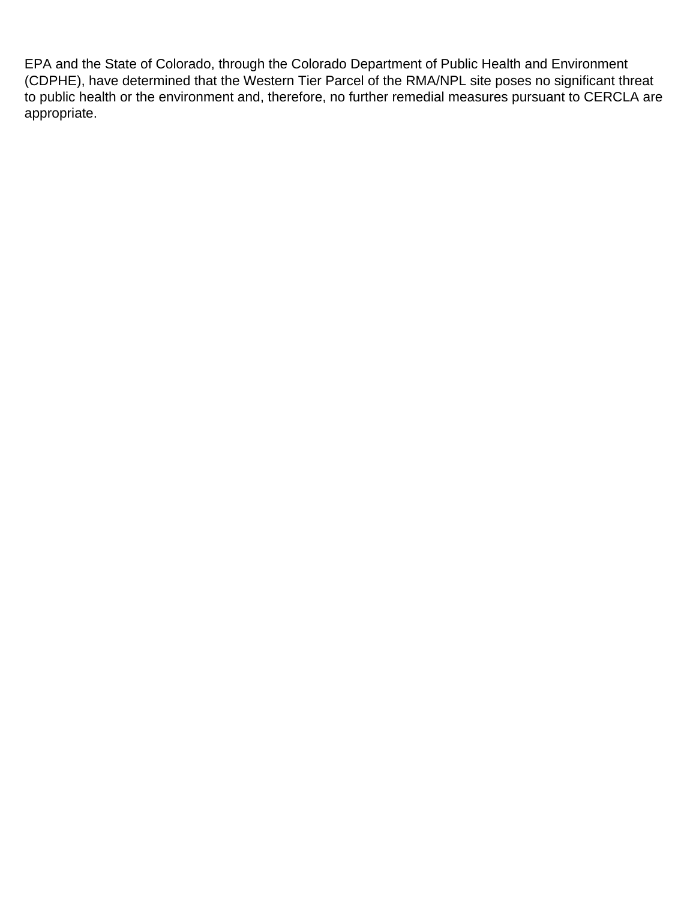EPA and the State of Colorado, through the Colorado Department of Public Health and Environment (CDPHE), have determined that the Western Tier Parcel of the RMA/NPL site poses no significant threat to public health or the environment and, therefore, no further remedial measures pursuant to CERCLA are appropriate.